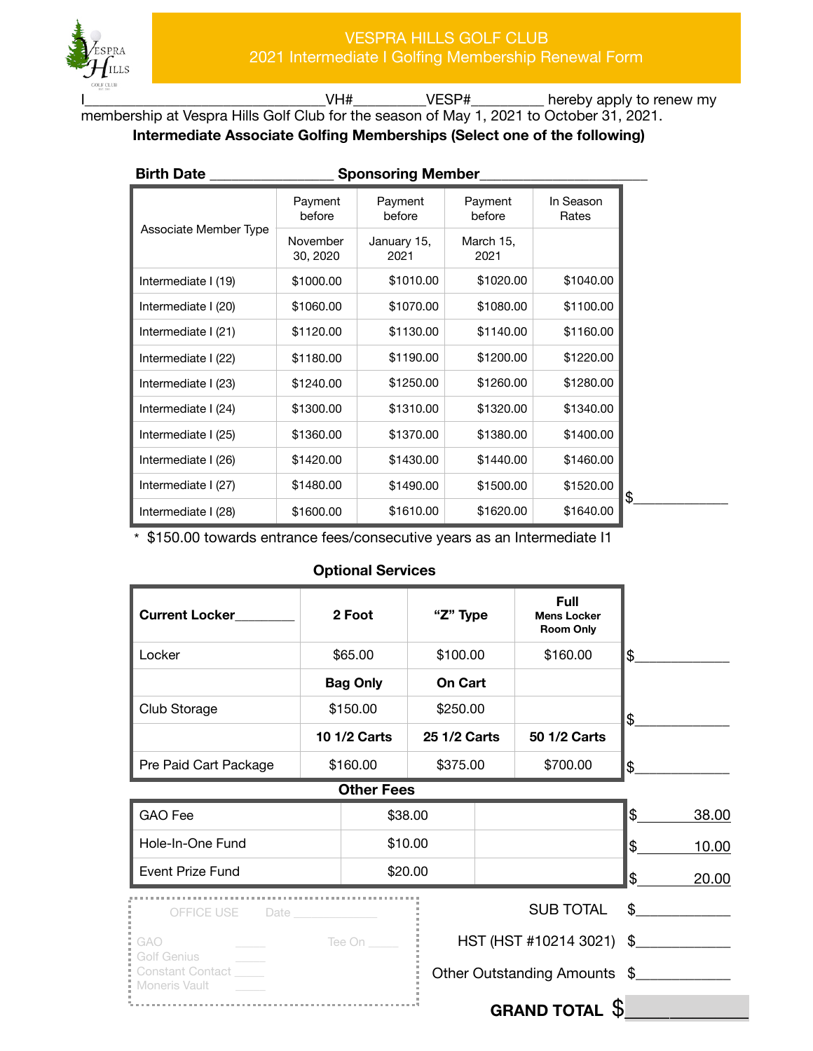# VESPRA HILLS GOLF CLUB
## 2021 Intermediate I Golfing Membership Renewal Form

I_______________________________VH#_________VESP#_________ hereby apply to renew my membership at Vespra Hills Golf Club for the season of May 1, 2021 to October 31, 2021.

**Intermediate Associate Golfing Memberships (Select one of the following)**

**Birth Date** _______________ **Sponsoring Member**____________________

| Associate Member Type | Payment before November 30, 2020 | Payment before January 15, 2021 | Payment before March 15, 2021 | In Season Rates |
|---|---|---|---|---|
| Intermediate I (19) | $1000.00 | $1010.00 | $1020.00 | $1040.00 |
| Intermediate I (20) | $1060.00 | $1070.00 | $1080.00 | $1100.00 |
| Intermediate I (21) | $1120.00 | $1130.00 | $1140.00 | $1160.00 |
| Intermediate I (22) | $1180.00 | $1190.00 | $1200.00 | $1220.00 |
| Intermediate I (23) | $1240.00 | $1250.00 | $1260.00 | $1280.00 |
| Intermediate I (24) | $1300.00 | $1310.00 | $1320.00 | $1340.00 |
| Intermediate I (25) | $1360.00 | $1370.00 | $1380.00 | $1400.00 |
| Intermediate I (26) | $1420.00 | $1430.00 | $1440.00 | $1460.00 |
| Intermediate I (27) | $1480.00 | $1490.00 | $1500.00 | $1520.00 |
| Intermediate I (28) | $1600.00 | $1610.00 | $1620.00 | $1640.00 |

$____________

\* $150.00 towards entrance fees/consecutive years as an Intermediate I1

**Optional Services**

| **Current Locker**________ | **2 Foot** | **"Z" Type** | **Full Mens Locker Room Only** | |
|---|---|---|---|---|
| Locker | $65.00 | $100.00 | $160.00 | $____________ |
| | **Bag Only** | **On Cart** | | |
| Club Storage | $150.00 | $250.00 | | $____________ |
| | **10 1/2 Carts** | **25 1/2 Carts** | **50 1/2 Carts** | |
| Pre Paid Cart Package | $160.00 | $375.00 | $700.00 | $____________ |

**Other Fees**

| | | | |
|---|---|---|---|
| GAO Fee | $38.00 | | $ 38.00 |
| Hole-In-One Fund | $10.00 | | $ 10.00 |
| Event Prize Fund | $20.00 | | $ 20.00 |

OFFICE USE Date ______________

GAO _____ Tee On _____
Golf Genius _____
Constant Contact _____
Moneris Vault _____

SUB TOTAL $____________

HST (HST #10214 3021) $____________

Other Outstanding Amounts $____________

**GRAND TOTAL** $____________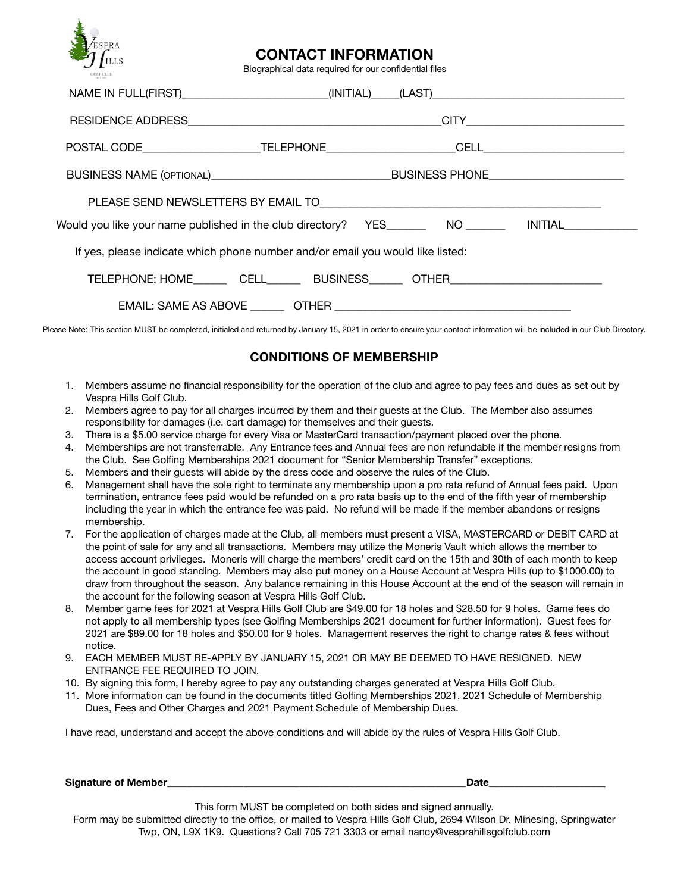# CONTACT INFORMATION

Biographical data required for our confidential files

NAME IN FULL(FIRST)________________________(INITIAL)_____(LAST)________________________________

RESIDENCE ADDRESS__________________________________________CITY__________________________

POSTAL CODE___________________TELEPHONE_____________________CELL________________________

BUSINESS NAME (OPTIONAL)_____________________________BUSINESS PHONE______________________

PLEASE SEND NEWSLETTERS BY EMAIL TO_______________________________________________

Would you like your name published in the club directory? YES_______ NO _______ INITIAL____________

If yes, please indicate which phone number and/or email you would like listed:

TELEPHONE: HOME______ CELL______ BUSINESS______ OTHER________________________

EMAIL: SAME AS ABOVE ______ OTHER ________________________________________

Please Note: This section MUST be completed, initialed and returned by January 15, 2021 in order to ensure your contact information will be included in our Club Directory.

## CONDITIONS OF MEMBERSHIP

1. Members assume no financial responsibility for the operation of the club and agree to pay fees and dues as set out by Vespra Hills Golf Club.
2. Members agree to pay for all charges incurred by them and their guests at the Club. The Member also assumes responsibility for damages (i.e. cart damage) for themselves and their guests.
3. There is a $5.00 service charge for every Visa or MasterCard transaction/payment placed over the phone.
4. Memberships are not transferrable. Any Entrance fees and Annual fees are non refundable if the member resigns from the Club. See Golfing Memberships 2021 document for "Senior Membership Transfer" exceptions.
5. Members and their guests will abide by the dress code and observe the rules of the Club.
6. Management shall have the sole right to terminate any membership upon a pro rata refund of Annual fees paid. Upon termination, entrance fees paid would be refunded on a pro rata basis up to the end of the fifth year of membership including the year in which the entrance fee was paid. No refund will be made if the member abandons or resigns membership.
7. For the application of charges made at the Club, all members must present a VISA, MASTERCARD or DEBIT CARD at the point of sale for any and all transactions. Members may utilize the Moneris Vault which allows the member to access account privileges. Moneris will charge the members' credit card on the 15th and 30th of each month to keep the account in good standing. Members may also put money on a House Account at Vespra Hills (up to $1000.00) to draw from throughout the season. Any balance remaining in this House Account at the end of the season will remain in the account for the following season at Vespra Hills Golf Club.
8. Member game fees for 2021 at Vespra Hills Golf Club are $49.00 for 18 holes and $28.50 for 9 holes. Game fees do not apply to all membership types (see Golfing Memberships 2021 document for further information). Guest fees for 2021 are $89.00 for 18 holes and $50.00 for 9 holes. Management reserves the right to change rates & fees without notice.
9. EACH MEMBER MUST RE-APPLY BY JANUARY 15, 2021 OR MAY BE DEEMED TO HAVE RESIGNED. NEW ENTRANCE FEE REQUIRED TO JOIN.
10. By signing this form, I hereby agree to pay any outstanding charges generated at Vespra Hills Golf Club.
11. More information can be found in the documents titled Golfing Memberships 2021, 2021 Schedule of Membership Dues, Fees and Other Charges and 2021 Payment Schedule of Membership Dues.

I have read, understand and accept the above conditions and will abide by the rules of Vespra Hills Golf Club.

**Signature of Member**__________________________________________________________**Date**_____________________

This form MUST be completed on both sides and signed annually.

Form may be submitted directly to the office, or mailed to Vespra Hills Golf Club, 2694 Wilson Dr. Minesing, Springwater Twp, ON, L9X 1K9. Questions? Call 705 721 3303 or email nancy@vesprahillsgolfclub.com